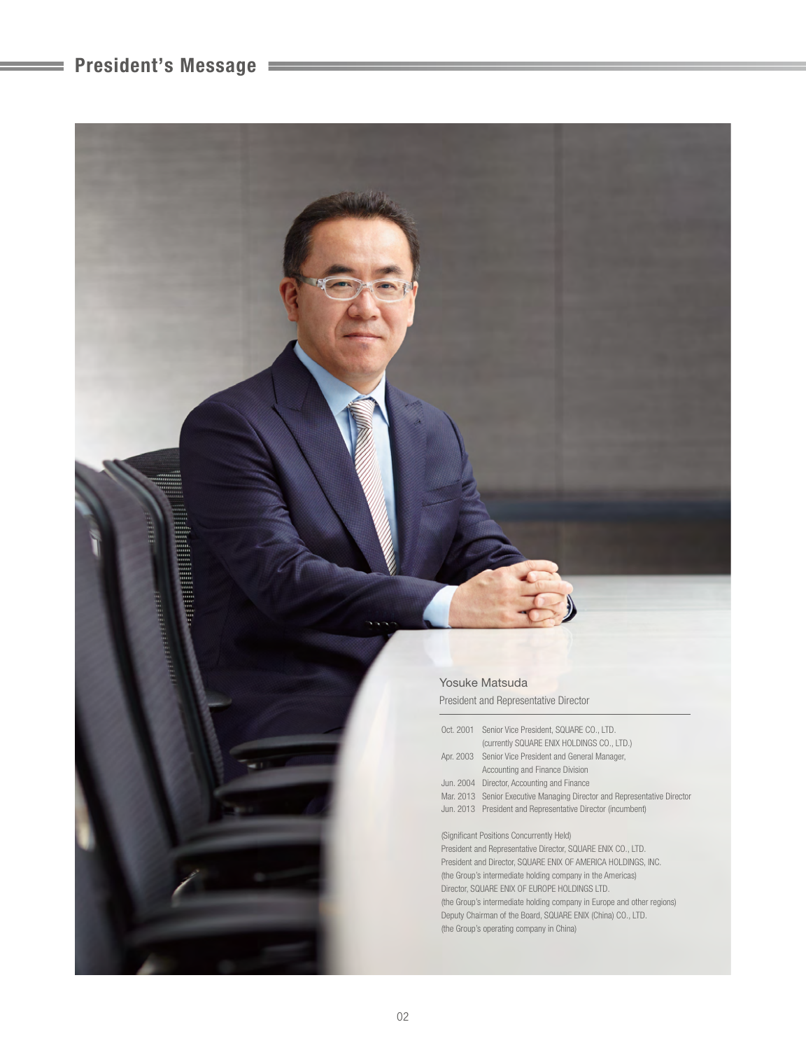# President's Message

**Yosuke Matsuda**

President and Representative Director

| | |
|---|---|
| Oct. 2001 | Senior Vice President, SQUARE CO., LTD. (currently SQUARE ENIX HOLDINGS CO., LTD.) |
| Apr. 2003 | Senior Vice President and General Manager, Accounting and Finance Division |
| Jun. 2004 | Director, Accounting and Finance |
| Mar. 2013 | Senior Executive Managing Director and Representative Director |
| Jun. 2013 | President and Representative Director (incumbent) |

(Significant Positions Concurrently Held)

President and Representative Director, SQUARE ENIX CO., LTD.

President and Director, SQUARE ENIX OF AMERICA HOLDINGS, INC. (the Group's intermediate holding company in the Americas)

Director, SQUARE ENIX OF EUROPE HOLDINGS LTD. (the Group's intermediate holding company in Europe and other regions)

Deputy Chairman of the Board, SQUARE ENIX (China) CO., LTD. (the Group's operating company in China)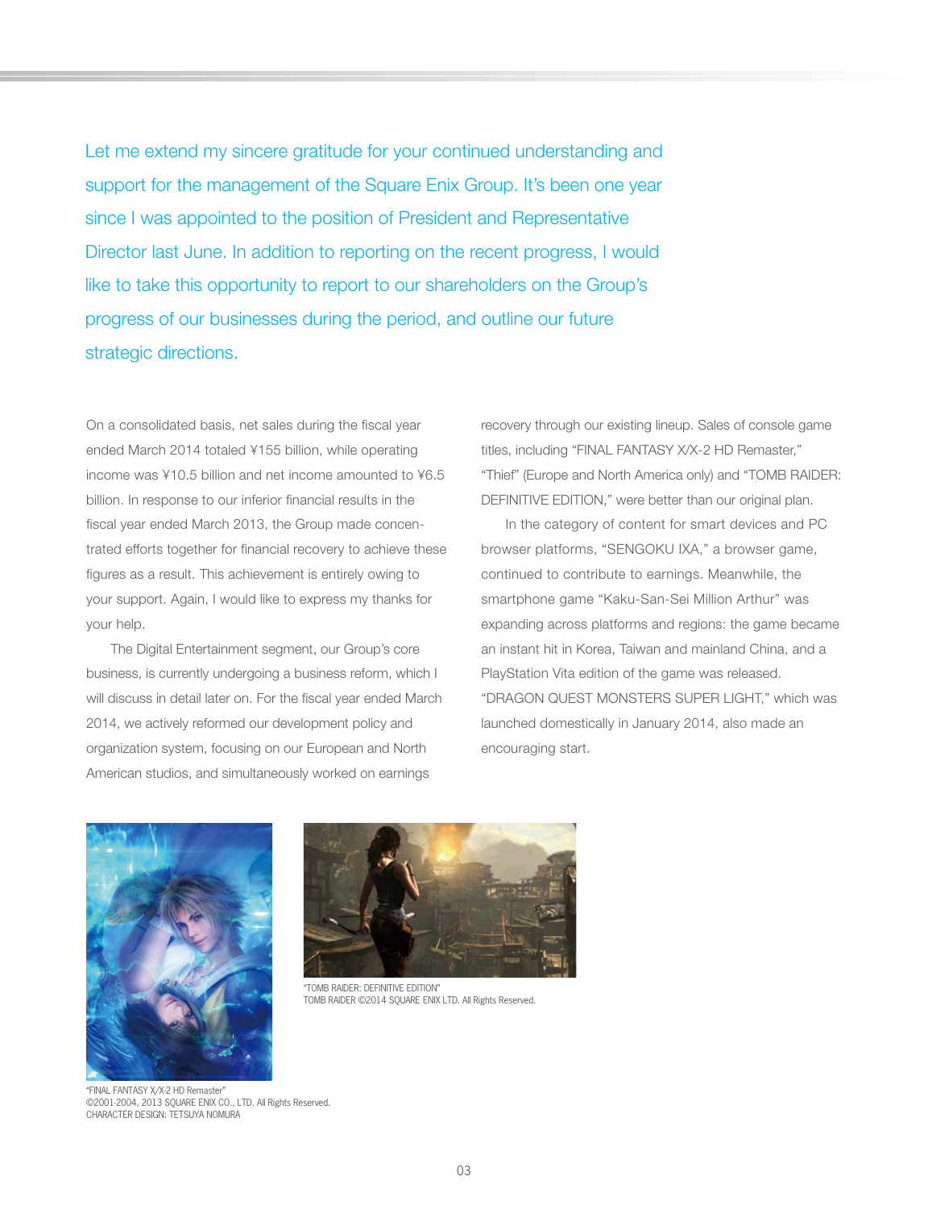Let me extend my sincere gratitude for your continued understanding and support for the management of the Square Enix Group. It's been one year since I was appointed to the position of President and Representative Director last June. In addition to reporting on the recent progress, I would like to take this opportunity to report to our shareholders on the Group's progress of our businesses during the period, and outline our future strategic directions.

On a consolidated basis, net sales during the fiscal year ended March 2014 totaled ¥155 billion, while operating income was ¥10.5 billion and net income amounted to ¥6.5 billion. In response to our inferior financial results in the fiscal year ended March 2013, the Group made concentrated efforts together for financial recovery to achieve these figures as a result. This achievement is entirely owing to your support. Again, I would like to express my thanks for your help.

The Digital Entertainment segment, our Group's core business, is currently undergoing a business reform, which I will discuss in detail later on. For the fiscal year ended March 2014, we actively reformed our development policy and organization system, focusing on our European and North American studios, and simultaneously worked on earnings recovery through our existing lineup. Sales of console game titles, including "FINAL FANTASY X/X-2 HD Remaster," "Thief" (Europe and North America only) and "TOMB RAIDER: DEFINITIVE EDITION," were better than our original plan.

In the category of content for smart devices and PC browser platforms, "SENGOKU IXA," a browser game, continued to contribute to earnings. Meanwhile, the smartphone game "Kaku-San-Sei Million Arthur" was expanding across platforms and regions: the game became an instant hit in Korea, Taiwan and mainland China, and a PlayStation Vita edition of the game was released. "DRAGON QUEST MONSTERS SUPER LIGHT," which was launched domestically in January 2014, also made an encouraging start.

"FINAL FANTASY X/X-2 HD Remaster"
©2001-2004, 2013 SQUARE ENIX CO., LTD. All Rights Reserved.
CHARACTER DESIGN: TETSUYA NOMURA

"TOMB RAIDER: DEFINITIVE EDITION"
TOMB RAIDER ©2014 SQUARE ENIX LTD. All Rights Reserved.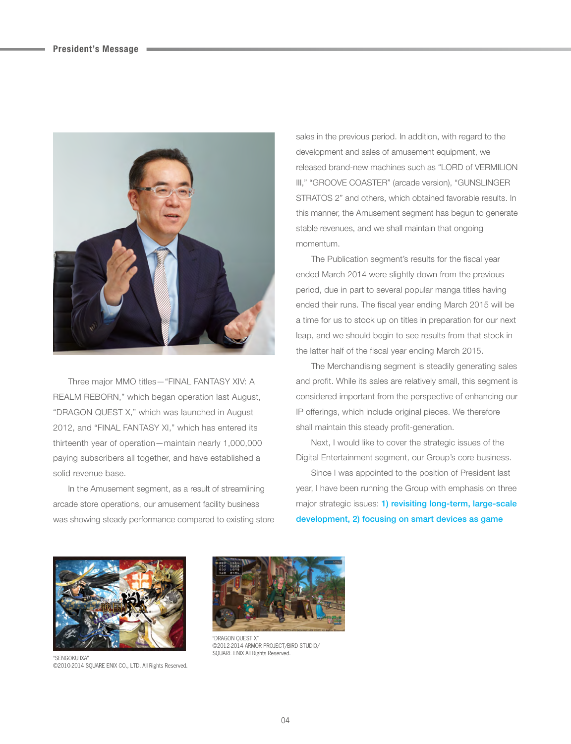Three major MMO titles—“FINAL FANTASY XIV: A REALM REBORN,” which began operation last August, “DRAGON QUEST X,” which was launched in August 2012, and “FINAL FANTASY XI,” which has entered its thirteenth year of operation—maintain nearly 1,000,000 paying subscribers all together, and have established a solid revenue base.

In the Amusement segment, as a result of streamlining arcade store operations, our amusement facility business was showing steady performance compared to existing store sales in the previous period. In addition, with regard to the development and sales of amusement equipment, we released brand-new machines such as “LORD of VERMILION III,” “GROOVE COASTER” (arcade version), “GUNSLINGER STRATOS 2” and others, which obtained favorable results. In this manner, the Amusement segment has begun to generate stable revenues, and we shall maintain that ongoing momentum.

The Publication segment’s results for the fiscal year ended March 2014 were slightly down from the previous period, due in part to several popular manga titles having ended their runs. The fiscal year ending March 2015 will be a time for us to stock up on titles in preparation for our next leap, and we should begin to see results from that stock in the latter half of the fiscal year ending March 2015.

The Merchandising segment is steadily generating sales and profit. While its sales are relatively small, this segment is considered important from the perspective of enhancing our IP offerings, which include original pieces. We therefore shall maintain this steady profit-generation.

Next, I would like to cover the strategic issues of the Digital Entertainment segment, our Group’s core business.

Since I was appointed to the position of President last year, I have been running the Group with emphasis on three major strategic issues: **1) revisiting long-term, large-scale development, 2) focusing on smart devices as game**

“SENGOKU IXA”
©2010-2014 SQUARE ENIX CO., LTD. All Rights Reserved.

“DRAGON QUEST X”
©2012-2014 ARMOR PROJECT/BIRD STUDIO/SQUARE ENIX All Rights Reserved.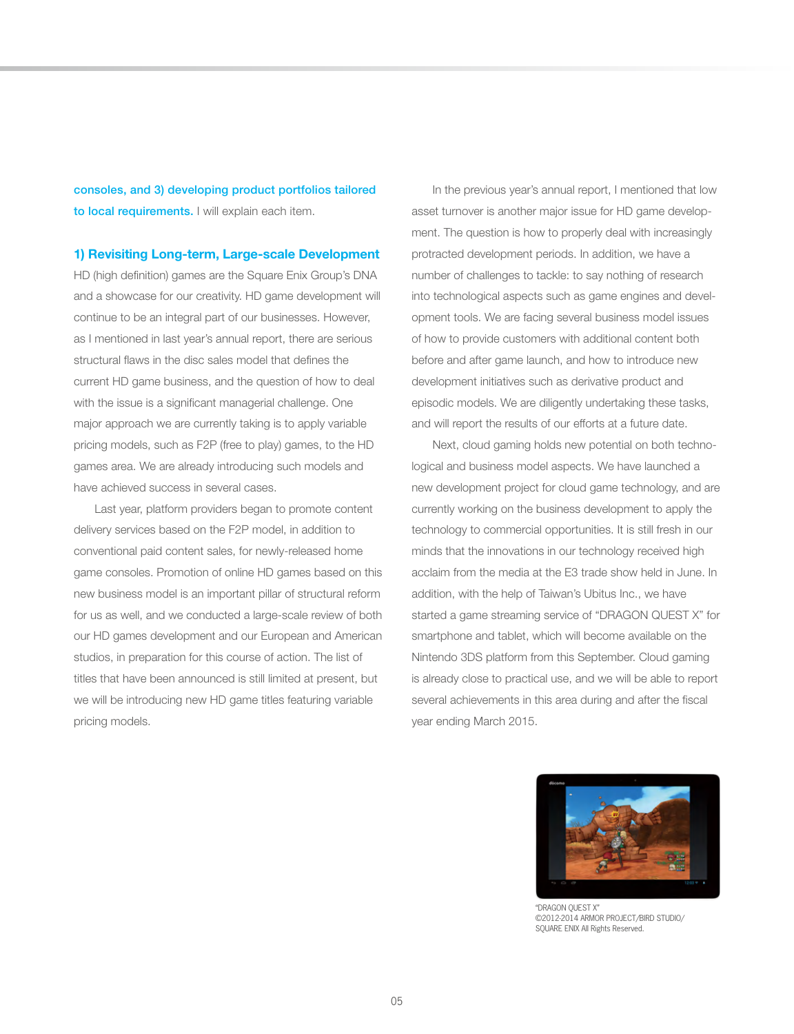**consoles, and 3) developing product portfolios tailored to local requirements.** I will explain each item.

### 1) Revisiting Long-term, Large-scale Development

HD (high definition) games are the Square Enix Group's DNA and a showcase for our creativity. HD game development will continue to be an integral part of our businesses. However, as I mentioned in last year's annual report, there are serious structural flaws in the disc sales model that defines the current HD game business, and the question of how to deal with the issue is a significant managerial challenge. One major approach we are currently taking is to apply variable pricing models, such as F2P (free to play) games, to the HD games area. We are already introducing such models and have achieved success in several cases.

Last year, platform providers began to promote content delivery services based on the F2P model, in addition to conventional paid content sales, for newly-released home game consoles. Promotion of online HD games based on this new business model is an important pillar of structural reform for us as well, and we conducted a large-scale review of both our HD games development and our European and American studios, in preparation for this course of action. The list of titles that have been announced is still limited at present, but we will be introducing new HD game titles featuring variable pricing models.

In the previous year's annual report, I mentioned that low asset turnover is another major issue for HD game development. The question is how to properly deal with increasingly protracted development periods. In addition, we have a number of challenges to tackle: to say nothing of research into technological aspects such as game engines and development tools. We are facing several business model issues of how to provide customers with additional content both before and after game launch, and how to introduce new development initiatives such as derivative product and episodic models. We are diligently undertaking these tasks, and will report the results of our efforts at a future date.

Next, cloud gaming holds new potential on both technological and business model aspects. We have launched a new development project for cloud game technology, and are currently working on the business development to apply the technology to commercial opportunities. It is still fresh in our minds that the innovations in our technology received high acclaim from the media at the E3 trade show held in June. In addition, with the help of Taiwan's Ubitus Inc., we have started a game streaming service of "DRAGON QUEST X" for smartphone and tablet, which will become available on the Nintendo 3DS platform from this September. Cloud gaming is already close to practical use, and we will be able to report several achievements in this area during and after the fiscal year ending March 2015.

"DRAGON QUEST X"
©2012-2014 ARMOR PROJECT/BIRD STUDIO/ SQUARE ENIX All Rights Reserved.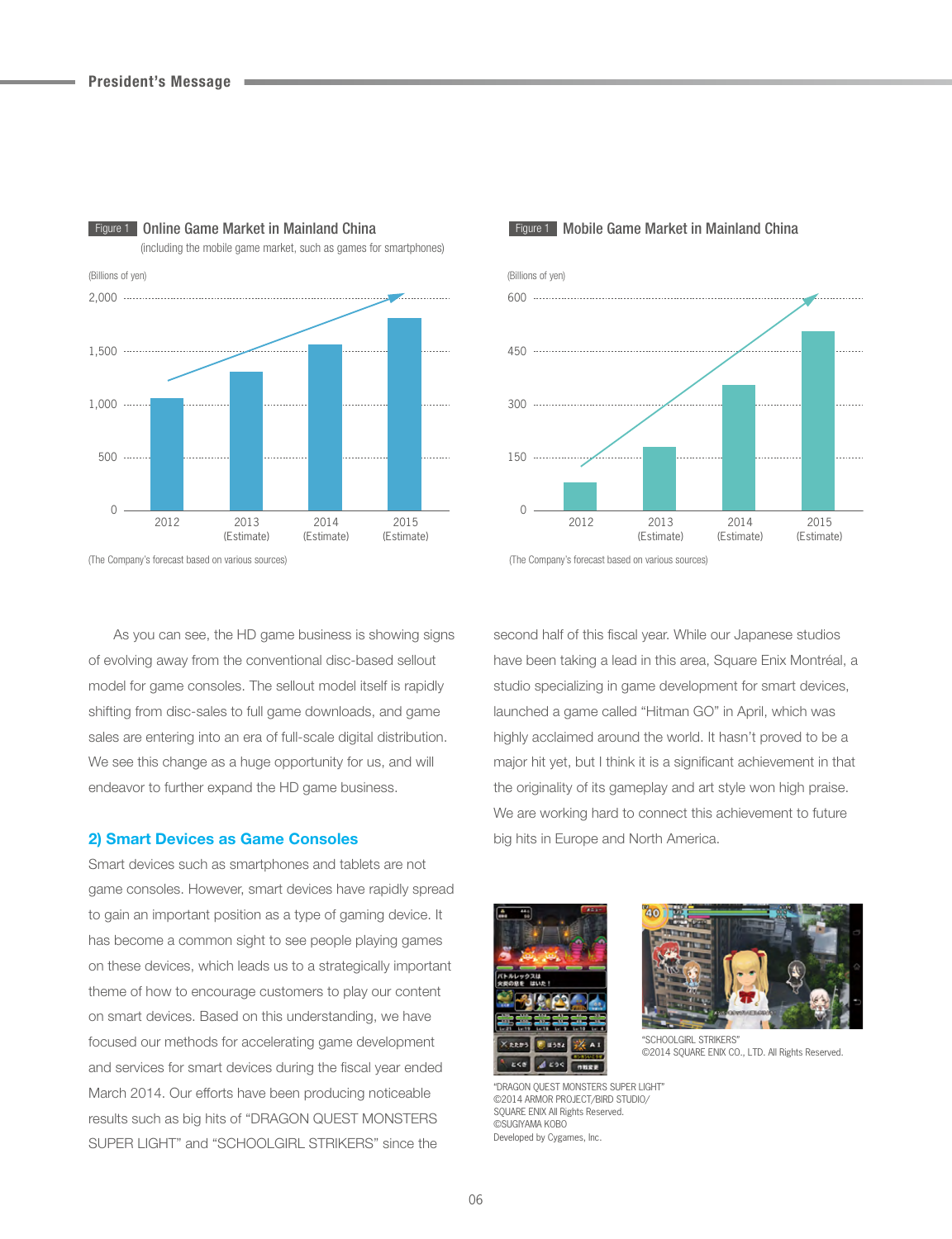Figure 1 **Online Game Market in Mainland China**

(including the mobile game market, such as games for smartphones)

(Billions of yen)

| Year | Value (approx.) |
|---|---|
| 2012 | ~1,050 |
| 2013 (Estimate) | ~1,300 |
| 2014 (Estimate) | ~1,550 |
| 2015 (Estimate) | ~1,800 |

(The Company's forecast based on various sources)

Figure 1 **Mobile Game Market in Mainland China**

(Billions of yen)

| Year | Value (approx.) |
|---|---|
| 2012 | ~75 |
| 2013 (Estimate) | ~180 |
| 2014 (Estimate) | ~350 |
| 2015 (Estimate) | ~505 |

(The Company's forecast based on various sources)

As you can see, the HD game business is showing signs of evolving away from the conventional disc-based sellout model for game consoles. The sellout model itself is rapidly shifting from disc-sales to full game downloads, and game sales are entering into an era of full-scale digital distribution. We see this change as a huge opportunity for us, and will endeavor to further expand the HD game business.

### 2) Smart Devices as Game Consoles

Smart devices such as smartphones and tablets are not game consoles. However, smart devices have rapidly spread to gain an important position as a type of gaming device. It has become a common sight to see people playing games on these devices, which leads us to a strategically important theme of how to encourage customers to play our content on smart devices. Based on this understanding, we have focused our methods for accelerating game development and services for smart devices during the fiscal year ended March 2014. Our efforts have been producing noticeable results such as big hits of "DRAGON QUEST MONSTERS SUPER LIGHT" and "SCHOOLGIRL STRIKERS" since the second half of this fiscal year. While our Japanese studios have been taking a lead in this area, Square Enix Montréal, a studio specializing in game development for smart devices, launched a game called "Hitman GO" in April, which was highly acclaimed around the world. It hasn't proved to be a major hit yet, but I think it is a significant achievement in that the originality of its gameplay and art style won high praise. We are working hard to connect this achievement to future big hits in Europe and North America.

"DRAGON QUEST MONSTERS SUPER LIGHT"
©2014 ARMOR PROJECT/BIRD STUDIO/
SQUARE ENIX All Rights Reserved.
©SUGIYAMA KOBO
Developed by Cygames, Inc.

"SCHOOLGIRL STRIKERS"
©2014 SQUARE ENIX CO., LTD. All Rights Reserved.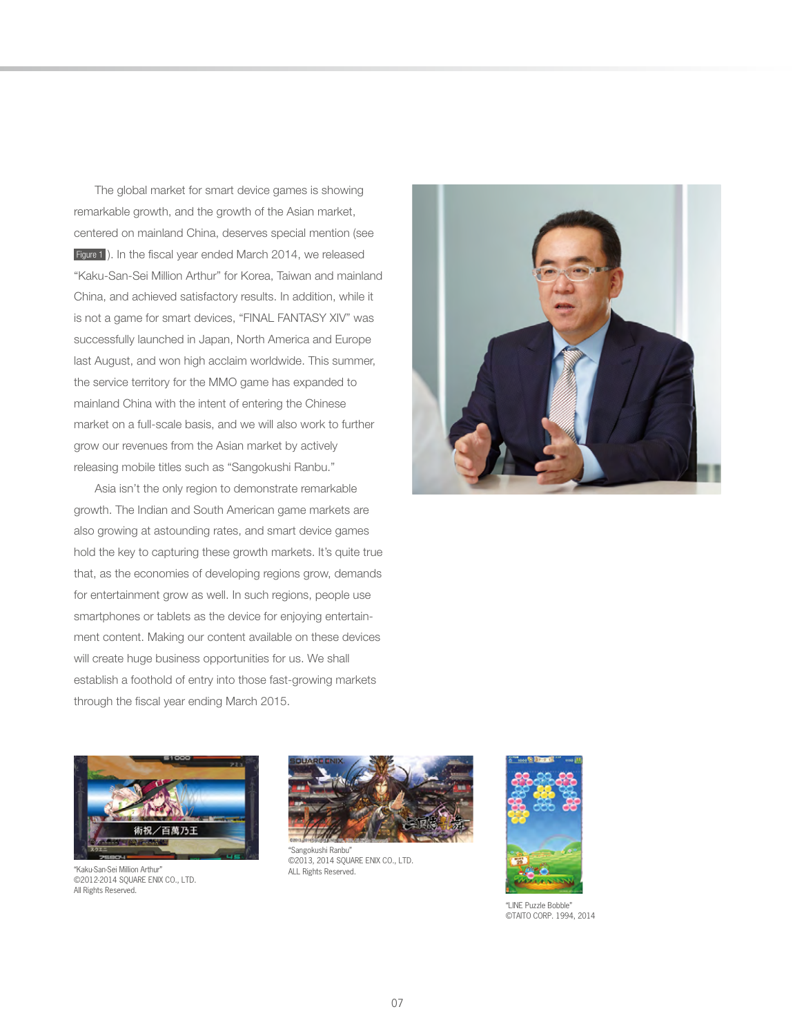The global market for smart device games is showing remarkable growth, and the growth of the Asian market, centered on mainland China, deserves special mention (see Figure 1). In the fiscal year ended March 2014, we released "Kaku-San-Sei Million Arthur" for Korea, Taiwan and mainland China, and achieved satisfactory results. In addition, while it is not a game for smart devices, "FINAL FANTASY XIV" was successfully launched in Japan, North America and Europe last August, and won high acclaim worldwide. This summer, the service territory for the MMO game has expanded to mainland China with the intent of entering the Chinese market on a full-scale basis, and we will also work to further grow our revenues from the Asian market by actively releasing mobile titles such as "Sangokushi Ranbu."

Asia isn't the only region to demonstrate remarkable growth. The Indian and South American game markets are also growing at astounding rates, and smart device games hold the key to capturing these growth markets. It's quite true that, as the economies of developing regions grow, demands for entertainment grow as well. In such regions, people use smartphones or tablets as the device for enjoying entertainment content. Making our content available on these devices will create huge business opportunities for us. We shall establish a foothold of entry into those fast-growing markets through the fiscal year ending March 2015.

"Kaku-San-Sei Million Arthur"
©2012-2014 SQUARE ENIX CO., LTD.
All Rights Reserved.

"Sangokushi Ranbu"
©2013, 2014 SQUARE ENIX CO., LTD.
ALL Rights Reserved.

"LINE Puzzle Bobble"
©TAITO CORP. 1994, 2014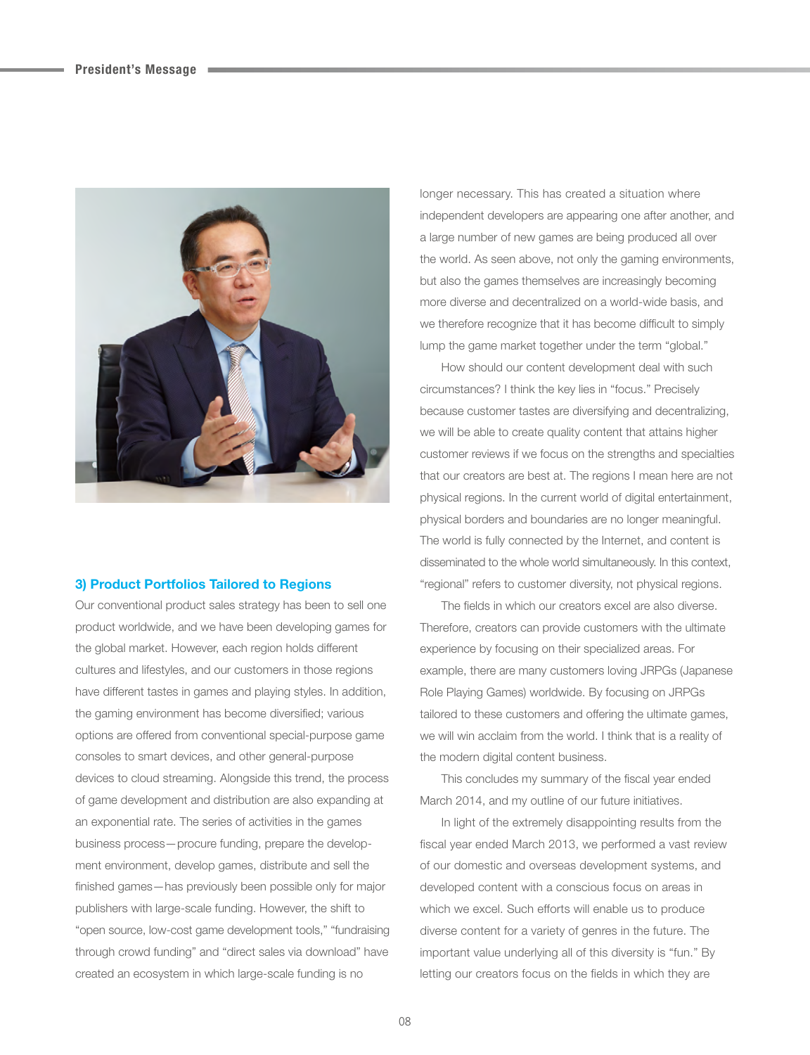### 3) Product Portfolios Tailored to Regions

Our conventional product sales strategy has been to sell one product worldwide, and we have been developing games for the global market. However, each region holds different cultures and lifestyles, and our customers in those regions have different tastes in games and playing styles. In addition, the gaming environment has become diversified; various options are offered from conventional special-purpose game consoles to smart devices, and other general-purpose devices to cloud streaming. Alongside this trend, the process of game development and distribution are also expanding at an exponential rate. The series of activities in the games business process—procure funding, prepare the development environment, develop games, distribute and sell the finished games—has previously been possible only for major publishers with large-scale funding. However, the shift to "open source, low-cost game development tools," "fundraising through crowd funding" and "direct sales via download" have created an ecosystem in which large-scale funding is no longer necessary. This has created a situation where independent developers are appearing one after another, and a large number of new games are being produced all over the world. As seen above, not only the gaming environments, but also the games themselves are increasingly becoming more diverse and decentralized on a world-wide basis, and we therefore recognize that it has become difficult to simply lump the game market together under the term "global."

How should our content development deal with such circumstances? I think the key lies in "focus." Precisely because customer tastes are diversifying and decentralizing, we will be able to create quality content that attains higher customer reviews if we focus on the strengths and specialties that our creators are best at. The regions I mean here are not physical regions. In the current world of digital entertainment, physical borders and boundaries are no longer meaningful. The world is fully connected by the Internet, and content is disseminated to the whole world simultaneously. In this context, "regional" refers to customer diversity, not physical regions.

The fields in which our creators excel are also diverse. Therefore, creators can provide customers with the ultimate experience by focusing on their specialized areas. For example, there are many customers loving JRPGs (Japanese Role Playing Games) worldwide. By focusing on JRPGs tailored to these customers and offering the ultimate games, we will win acclaim from the world. I think that is a reality of the modern digital content business.

This concludes my summary of the fiscal year ended March 2014, and my outline of our future initiatives.

In light of the extremely disappointing results from the fiscal year ended March 2013, we performed a vast review of our domestic and overseas development systems, and developed content with a conscious focus on areas in which we excel. Such efforts will enable us to produce diverse content for a variety of genres in the future. The important value underlying all of this diversity is "fun." By letting our creators focus on the fields in which they are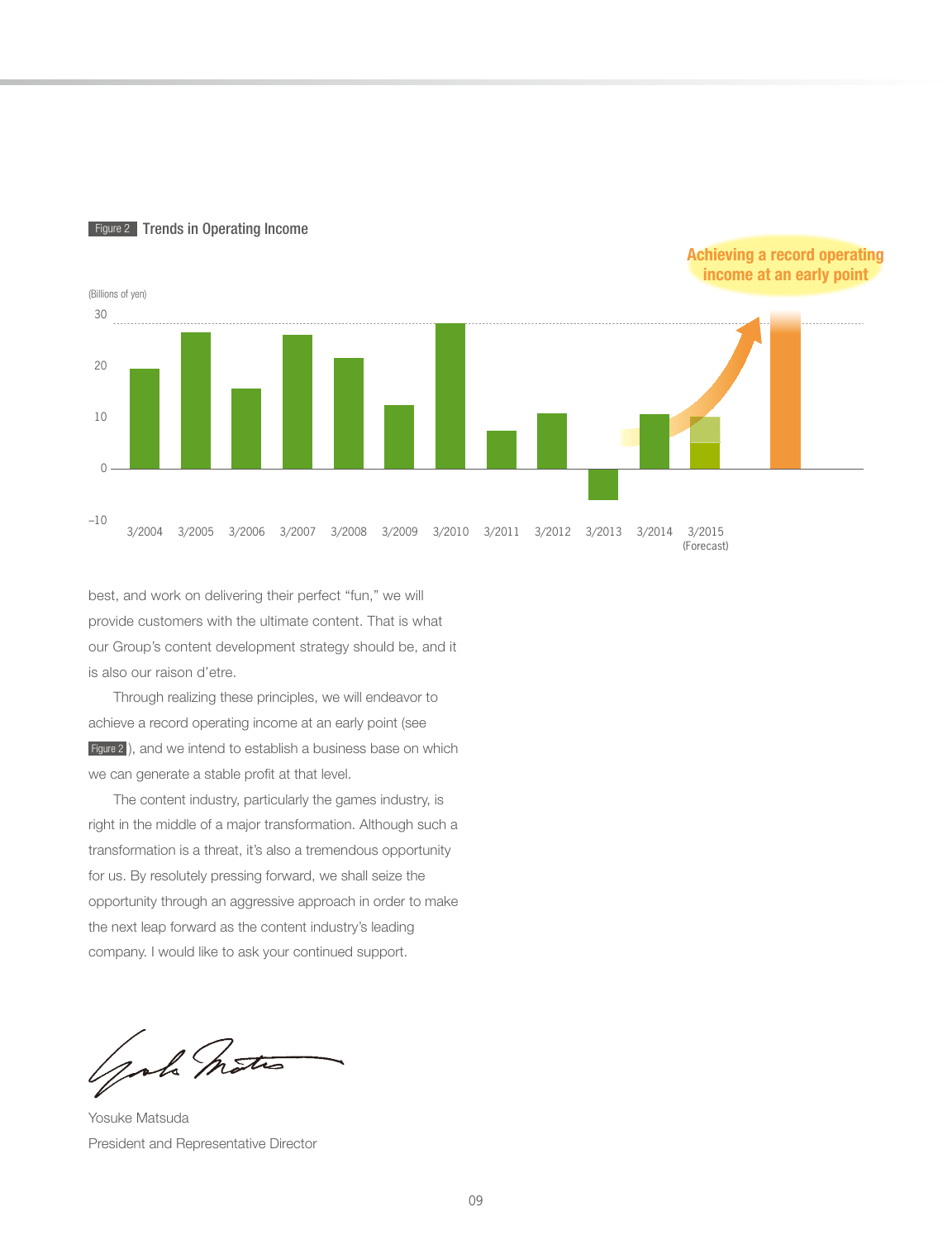Figure 2 **Trends in Operating Income**

Achieving a record operating income at an early point

(Billions of yen)

30
20
10
0
–10

3/2004 3/2005 3/2006 3/2007 3/2008 3/2009 3/2010 3/2011 3/2012 3/2013 3/2014 3/2015 (Forecast)

best, and work on delivering their perfect “fun,” we will provide customers with the ultimate content. That is what our Group’s content development strategy should be, and it is also our raison d’etre.

Through realizing these principles, we will endeavor to achieve a record operating income at an early point (see Figure 2), and we intend to establish a business base on which we can generate a stable profit at that level.

The content industry, particularly the games industry, is right in the middle of a major transformation. Although such a transformation is a threat, it’s also a tremendous opportunity for us. By resolutely pressing forward, we shall seize the opportunity through an aggressive approach in order to make the next leap forward as the content industry’s leading company. I would like to ask your continued support.

Yosuke Matsuda
President and Representative Director